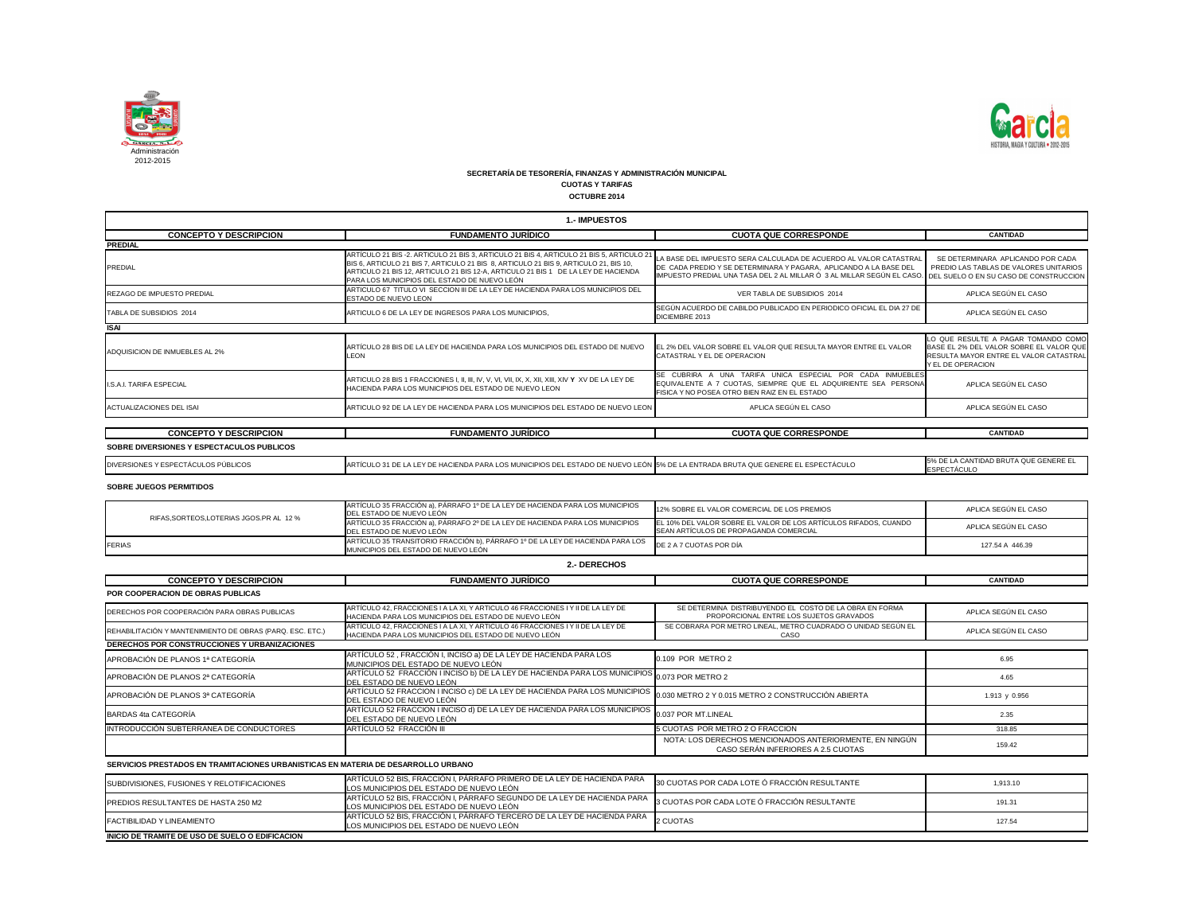Administración 2012-2015

**SECRETARÍA DE TESORERÍA, FINANZAS Y ADMINISTRACIÓN MUNICIPAL**

**CUOTAS Y TARIFAS**

**OCTUBRE 2014**

## 1.- IMPUESTOS

| CONCEPTO Y DESCRIPCION | FUNDAMENTO JURÍDICO | CUOTA QUE CORRESPONDE | CANTIDAD |
|---|---|---|---|
| **PREDIAL** | | | |
| PREDIAL | ARTÍCULO 21 BIS -2. ARTICULO 21 BIS 3, ARTICULO 21 BIS 4, ARTICULO 21 BIS 5, ARTICULO 21 BIS 6, ARTICULO 21 BIS 7, ARTICULO 21 BIS 8, ARTICULO 21 BIS 9, ARTICULO 21, BIS 10, ARTICULO 21 BIS 12, ARTICULO 21 BIS 12-A, ARTICULO 21 BIS 1 DE LA LEY DE HACIENDA PARA LOS MUNICIPIOS DEL ESTADO DE NUEVO LEÓN | LA BASE DEL IMPUESTO SERA CALCULADA DE ACUERDO AL VALOR CATASTRAL DE CADA PREDIO Y SE DETERMINARA Y PAGARA, APLICANDO A LA BASE DEL IMPUESTO PREDIAL UNA TASA DEL 2 AL MILLAR Ó 3 AL MILLAR SEGÚN EL CASO. | SE DETERMINARA APLICANDO POR CADA PREDIO LAS TABLAS DE VALORES UNITARIOS DEL SUELO O EN SU CASO DE CONSTRUCCION |
| REZAGO DE IMPUESTO PREDIAL | ARTICULO 67 TITULO VI SECCION III DE LA LEY DE HACIENDA PARA LOS MUNICIPIOS DEL ESTADO DE NUEVO LEON | VER TABLA DE SUBSIDIOS 2014 | APLICA SEGÚN EL CASO |
| TABLA DE SUBSIDIOS 2014 | ARTICULO 6 DE LA LEY DE INGRESOS PARA LOS MUNICIPIOS, | SEGÚN ACUERDO DE CABILDO PUBLICADO EN PERIODICO OFICIAL EL DIA 27 DE DICIEMBRE 2013 | APLICA SEGÚN EL CASO |
| **ISAI** | | | |
| ADQUISICION DE INMUEBLES AL 2% | ARTÍCULO 28 BIS DE LA LEY DE HACIENDA PARA LOS MUNICIPIOS DEL ESTADO DE NUEVO LEON | EL 2% DEL VALOR SOBRE EL VALOR QUE RESULTA MAYOR ENTRE EL VALOR CATASTRAL Y EL DE OPERACION | LO QUE RESULTE A PAGAR TOMANDO COMO BASE EL 2% DEL VALOR SOBRE EL VALOR QUE RESULTA MAYOR ENTRE EL VALOR CATASTRAL Y EL DE OPERACION |
| I.S.A.I. TARIFA ESPECIAL | ARTICULO 28 BIS 1 FRACCIONES I, II, III, IV, V, VI, VII, IX, X, XII, XIII, XIV Y XV DE LA LEY DE HACIENDA PARA LOS MUNICIPIOS DEL ESTADO DE NUEVO LEON | SE CUBRIRA A UNA TARIFA UNICA ESPECIAL POR CADA INMUEBLES EQUIVALENTE A 7 CUOTAS, SIEMPRE QUE EL ADQUIRIENTE SEA PERSONA FISICA Y NO POSEA OTRO BIEN RAIZ EN EL ESTADO | APLICA SEGÚN EL CASO |
| ACTUALIZACIONES DEL ISAI | ARTICULO 92 DE LA LEY DE HACIENDA PARA LOS MUNICIPIOS DEL ESTADO DE NUEVO LEON | APLICA SEGÚN EL CASO | APLICA SEGÚN EL CASO |

| CONCEPTO Y DESCRIPCION | FUNDAMENTO JURÍDICO | CUOTA QUE CORRESPONDE | CANTIDAD |
|---|---|---|---|
| **SOBRE DIVERSIONES Y ESPECTACULOS PUBLICOS** | | | |
| DIVERSIONES Y ESPECTÁCULOS PÚBLICOS | ARTÍCULO 31 DE LA LEY DE HACIENDA PARA LOS MUNICIPIOS DEL ESTADO DE NUEVO LEÓN | 5% DE LA ENTRADA BRUTA QUE GENERE EL ESPECTÁCULO | 5% DE LA CANTIDAD BRUTA QUE GENERE EL ESPECTÁCULO |
| **SOBRE JUEGOS PERMITIDOS** | | | |
| RIFAS,SORTEOS,LOTERIAS JGOS.PR AL 12 % | ARTÍCULO 35 FRACCIÓN a), PÁRRAFO 1º DE LA LEY DE HACIENDA PARA LOS MUNICIPIOS DEL ESTADO DE NUEVO LEÓN | 12% SOBRE EL VALOR COMERCIAL DE LOS PREMIOS | APLICA SEGÚN EL CASO |
| | ARTÍCULO 35 FRACCIÓN a), PÁRRAFO 2º DE LA LEY DE HACIENDA PARA LOS MUNICIPIOS DEL ESTADO DE NUEVO LEÓN | EL 10% DEL VALOR SOBRE EL VALOR DE LOS ARTÍCULOS RIFADOS, CUANDO SEAN ARTÍCULOS DE PROPAGANDA COMERCIAL | APLICA SEGÚN EL CASO |
| FERIAS | ARTÍCULO 35 TRANSITORIO FRACCIÓN b), PÁRRAFO 1º DE LA LEY DE HACIENDA PARA LOS MUNICIPIOS DEL ESTADO DE NUEVO LEÓN | DE 2 A 7 CUOTAS POR DÍA | 127.54 A 446.39 |

## 2.- DERECHOS

| CONCEPTO Y DESCRIPCION | FUNDAMENTO JURÍDICO | CUOTA QUE CORRESPONDE | CANTIDAD |
|---|---|---|---|
| **POR COOPERACION DE OBRAS PUBLICAS** | | | |
| DERECHOS POR COOPERACIÓN PARA OBRAS PUBLICAS | ARTÍCULO 42, FRACCIONES I A LA XI, Y ARTICULO 46 FRACCIONES I Y II DE LA LEY DE HACIENDA PARA LOS MUNICIPIOS DEL ESTADO DE NUEVO LEÓN | SE DETERMINA DISTRIBUYENDO EL COSTO DE LA OBRA EN FORMA PROPORCIONAL ENTRE LOS SUJETOS GRAVADOS | APLICA SEGÚN EL CASO |
| REHABILITACIÓN Y MANTENIMIENTO DE OBRAS (PARQ. ESC. ETC.) | ARTÍCULO 42, FRACCIONES I A LA XI, Y ARTICULO 46 FRACCIONES I Y II DE LA LEY DE HACIENDA PARA LOS MUNICIPIOS DEL ESTADO DE NUEVO LEÓN | SE COBRARA POR METRO LINEAL, METRO CUADRADO O UNIDAD SEGÚN EL CASO | APLICA SEGÚN EL CASO |
| **DERECHOS POR CONSTRUCCIONES Y URBANIZACIONES** | | | |
| APROBACIÓN DE PLANOS 1ª CATEGORÍA | ARTÍCULO 52 , FRACCIÓN I, INCISO a) DE LA LEY DE HACIENDA PARA LOS MUNICIPIOS DEL ESTADO DE NUEVO LEÓN | 0.109 POR METRO 2 | 6.95 |
| APROBACIÓN DE PLANOS 2ª CATEGORÍA | ARTÍCULO 52 FRACCIÓN I INCISO b) DE LA LEY DE HACIENDA PARA LOS MUNICIPIOS DEL ESTADO DE NUEVO LEÓN | 0.073 POR METRO 2 | 4.65 |
| APROBACIÓN DE PLANOS 3ª CATEGORÍA | ARTÍCULO 52 FRACCION I INCISO c) DE LA LEY DE HACIENDA PARA LOS MUNICIPIOS DEL ESTADO DE NUEVO LEÓN | 0.030 METRO 2 Y 0.015 METRO 2 CONSTRUCCIÓN ABIERTA | 1.913 y 0.956 |
| BARDAS 4ta CATEGORÍA | ARTÍCULO 52 FRACCION I INCISO d) DE LA LEY DE HACIENDA PARA LOS MUNICIPIOS DEL ESTADO DE NUEVO LEÓN | 0.037 POR MT.LINEAL | 2.35 |
| INTRODUCCIÓN SUBTERRANEA DE CONDUCTORES | ARTÍCULO 52 FRACCIÓN III | 5 CUOTAS POR METRO 2 O FRACCION | 318.85 |
| | | NOTA: LOS DERECHOS MENCIONADOS ANTERIORMENTE, EN NINGÚN CASO SERÁN INFERIORES A 2.5 CUOTAS | 159.42 |
| **SERVICIOS PRESTADOS EN TRAMITACIONES URBANISTICAS EN MATERIA DE DESARROLLO URBANO** | | | |
| SUBDIVISIONES, FUSIONES Y RELOTIFICACIONES | ARTÍCULO 52 BIS, FRACCIÓN I, PÁRRAFO PRIMERO DE LA LEY DE HACIENDA PARA LOS MUNICIPIOS DEL ESTADO DE NUEVO LEÓN | 30 CUOTAS POR CADA LOTE Ó FRACCIÓN RESULTANTE | 1,913.10 |
| PREDIOS RESULTANTES DE HASTA 250 M2 | ARTÍCULO 52 BIS, FRACCIÓN I, PÁRRAFO SEGUNDO DE LA LEY DE HACIENDA PARA LOS MUNICIPIOS DEL ESTADO DE NUEVO LEÓN | 3 CUOTAS POR CADA LOTE Ó FRACCIÓN RESULTANTE | 191.31 |
| FACTIBILIDAD Y LINEAMIENTO | ARTÍCULO 52 BIS, FRACCIÓN I, PÁRRAFO TERCERO DE LA LEY DE HACIENDA PARA LOS MUNICIPIOS DEL ESTADO DE NUEVO LEÓN | 2 CUOTAS | 127.54 |
| **INICIO DE TRAMITE DE USO DE SUELO O EDIFICACION** | | | |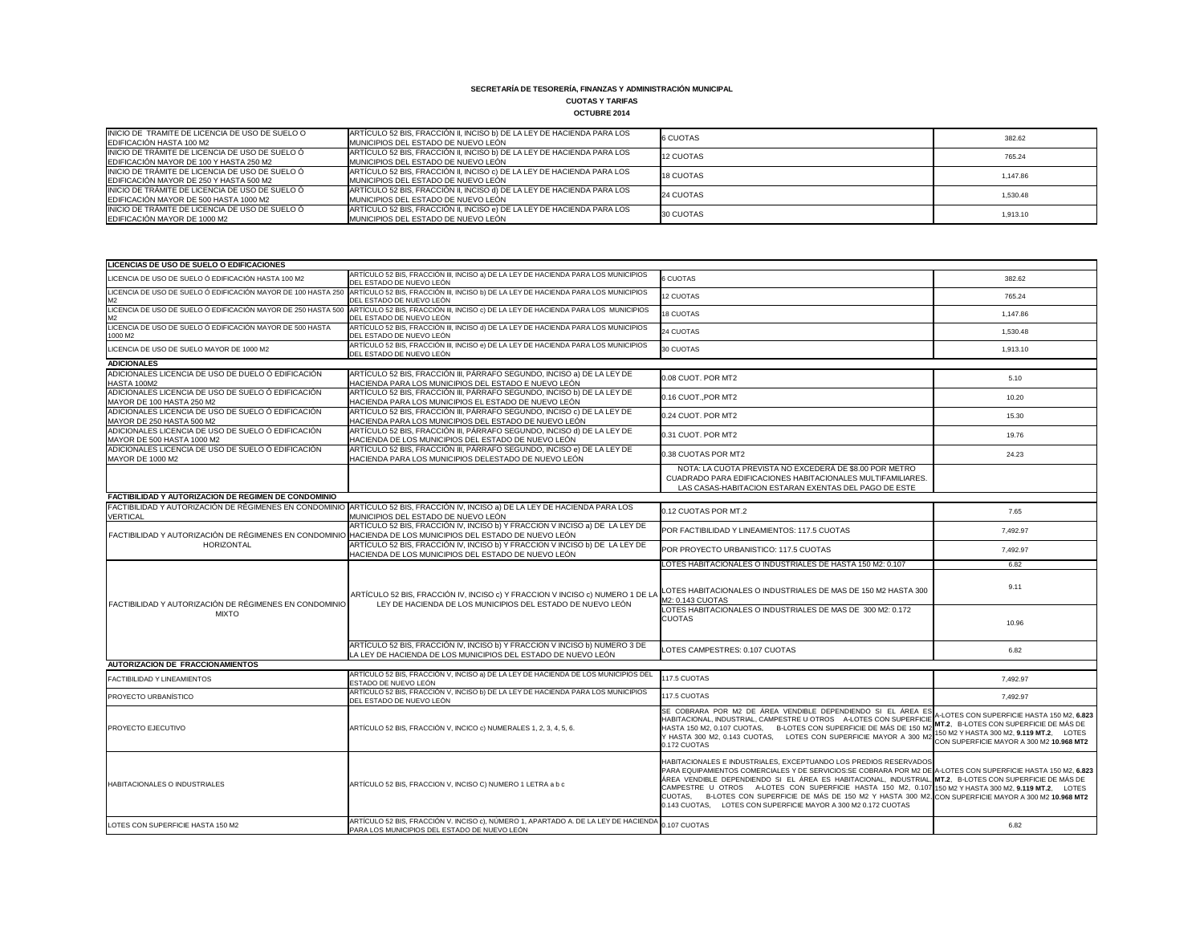**SECRETARÍA DE TESORERÍA, FINANZAS Y ADMINISTRACIÓN MUNICIPAL**

**CUOTAS Y TARIFAS**

**OCTUBRE 2014**

| | | | |
|---|---|---|---|
| INICIO DE TRAMITE DE LICENCIA DE USO DE SUELO O EDIFICACIÓN HASTA 100 M2 | ARTÍCULO 52 BIS, FRACCIÓN II, INCISO b) DE LA LEY DE HACIENDA PARA LOS MUNICIPIOS DEL ESTADO DE NUEVO LEÓN | 6 CUOTAS | 382.62 |
| INICIO DE TRÁMITE DE LICENCIA DE USO DE SUELO Ó EDIFICACIÓN MAYOR DE 100 Y HASTA 250 M2 | ARTÍCULO 52 BIS, FRACCIÓN II, INCISO b) DE LA LEY DE HACIENDA PARA LOS MUNICIPIOS DEL ESTADO DE NUEVO LEÓN | 12 CUOTAS | 765.24 |
| INICIO DE TRÁMITE DE LICENCIA DE USO DE SUELO Ó EDIFICACIÓN MAYOR DE 250 Y HASTA 500 M2 | ARTÍCULO 52 BIS, FRACCIÓN II, INCISO c) DE LA LEY DE HACIENDA PARA LOS MUNICIPIOS DEL ESTADO DE NUEVO LEÓN | 18 CUOTAS | 1,147.86 |
| INICIO DE TRÁMITE DE LICENCIA DE USO DE SUELO Ó EDIFICACIÓN MAYOR DE 500 HASTA 1000 M2 | ARTÍCULO 52 BIS, FRACCIÓN II, INCISO d) DE LA LEY DE HACIENDA PARA LOS MUNICIPIOS DEL ESTADO DE NUEVO LEÓN | 24 CUOTAS | 1,530.48 |
| INICIO DE TRÁMITE DE LICENCIA DE USO DE SUELO Ó EDIFICACIÓN MAYOR DE 1000 M2 | ARTÍCULO 52 BIS, FRACCIÓN II, INCISO e) DE LA LEY DE HACIENDA PARA LOS MUNICIPIOS DEL ESTADO DE NUEVO LEÓN | 30 CUOTAS | 1,913.10 |

| | | | |
|---|---|---|---|
| **LICENCIAS DE USO DE SUELO O EDIFICACIONES** | | | |
| LICENCIA DE USO DE SUELO Ó EDIFICACIÓN HASTA 100 M2 | ARTÍCULO 52 BIS, FRACCIÓN III, INCISO a) DE LA LEY DE HACIENDA PARA LOS MUNICIPIOS DEL ESTADO DE NUEVO LEÓN | 6 CUOTAS | 382.62 |
| LICENCIA DE USO DE SUELO Ó EDIFICACIÓN MAYOR DE 100 HASTA 250 M2 | ARTÍCULO 52 BIS, FRACCIÓN III, INCISO b) DE LA LEY DE HACIENDA PARA LOS MUNICIPIOS DEL ESTADO DE NUEVO LEÓN | 12 CUOTAS | 765.24 |
| LICENCIA DE USO DE SUELO Ó EDIFICACIÓN MAYOR DE 250 HASTA 500 M2 | ARTÍCULO 52 BIS, FRACCIÓN III, INCISO c) DE LA LEY DE HACIENDA PARA LOS MUNICIPIOS DEL ESTADO DE NUEVO LEÓN | 18 CUOTAS | 1,147.86 |
| LICENCIA DE USO DE SUELO Ó EDIFICACIÓN MAYOR DE 500 HASTA 1000 M2 | ARTÍCULO 52 BIS, FRACCIÓN III, INCISO d) DE LA LEY DE HACIENDA PARA LOS MUNICIPIOS DEL ESTADO DE NUEVO LEÓN | 24 CUOTAS | 1,530.48 |
| LICENCIA DE USO DE SUELO MAYOR DE 1000 M2 | ARTÍCULO 52 BIS, FRACCIÓN III, INCISO e) DE LA LEY DE HACIENDA PARA LOS MUNICIPIOS DEL ESTADO DE NUEVO LEÓN | 30 CUOTAS | 1,913.10 |
| **ADICIONALES** | | | |
| ADICIONALES LICENCIA DE USO DE DUELO Ó EDIFICACIÓN HASTA 100M2 | ARTÍCULO 52 BIS, FRACCIÓN III, PÁRRAFO SEGUNDO, INCISO a) DE LA LEY DE HACIENDA PARA LOS MUNICIPIOS DEL ESTADO E NUEVO LEÓN | 0.08 CUOT. POR MT2 | 5.10 |
| ADICIONALES LICENCIA DE USO DE SUELO Ó EDIFICACIÓN MAYOR DE 100 HASTA 250 M2 | ARTÍCULO 52 BIS, FRACCIÓN III, PÁRRAFO SEGUNDO, INCISO b) DE LA LEY DE HACIENDA PARA LOS MUNICIPIOS EL ESTADO DE NUEVO LEÓN | 0.16 CUOT.,POR MT2 | 10.20 |
| ADICIONALES LICENCIA DE USO DE SUELO Ó EDIFICACIÓN MAYOR DE 250 HASTA 500 M2 | ARTÍCULO 52 BIS, FRACCIÓN III, PÁRRAFO SEGUNDO, INCISO c) DE LA LEY DE HACIENDA PARA LOS MUNICIPIOS DEL ESTADO DE NUEVO LEÓN | 0.24 CUOT. POR MT2 | 15.30 |
| ADICIONALES LICENCIA DE USO DE SUELO Ó EDIFICACIÓN MAYOR DE 500 HASTA 1000 M2 | ARTÍCULO 52 BIS, FRACCIÓN III, PÁRRAFO SEGUNDO, INCISO d) DE LA LEY DE HACIENDA DE LOS MUNICIPIOS DEL ESTADO DE NUEVO LEÓN | 0.31 CUOT. POR MT2 | 19.76 |
| ADICIONALES LICENCIA DE USO DE SUELO Ó EDIFICACIÓN MAYOR DE 1000 M2 | ARTÍCULO 52 BIS, FRACCIÓN III, PÁRRAFO SEGUNDO, INCISO e) DE LA LEY DE HACIENDA PARA LOS MUNICIPIOS DELESTADO DE NUEVO LEÓN | 0.38 CUOTAS POR MT2 | 24.23 |
| | | NOTA: LA CUOTA PREVISTA NO EXCEDERÁ DE $8.00 POR METRO CUADRADO PARA EDIFICACIONES HABITACIONALES MULTIFAMILIARES. LAS CASAS-HABITACION ESTARAN EXENTAS DEL PAGO DE ESTE | |
| **FACTIBILIDAD Y AUTORIZACION DE REGIMEN DE CONDOMINIO** | | | |
| FACTIBILIDAD Y AUTORIZACIÓN DE RÉGIMENES EN CONDOMINIO VERTICAL | ARTÍCULO 52 BIS, FRACCIÓN IV, INCISO a) DE LA LEY DE HACIENDA PARA LOS MUNICIPIOS DEL ESTADO DE NUEVO LEÓN | 0.12 CUOTAS POR MT.2 | 7.65 |
| FACTIBILIDAD Y AUTORIZACIÓN DE RÉGIMENES EN CONDOMINIO HORIZONTAL | ARTÍCULO 52 BIS, FRACCIÓN IV, INCISO b) Y FRACCION V INCISO a) DE LA LEY DE HACIENDA DE LOS MUNICIPIOS DEL ESTADO DE NUEVO LEÓN | POR FACTIBILIDAD Y LINEAMIENTOS: 117.5 CUOTAS | 7,492.97 |
| | ARTÍCULO 52 BIS, FRACCIÓN IV, INCISO b) Y FRACCION V INCISO b) DE LA LEY DE HACIENDA DE LOS MUNICIPIOS DEL ESTADO DE NUEVO LEÓN | POR PROYECTO URBANISTICO: 117.5 CUOTAS | 7,492.97 |
| FACTIBILIDAD Y AUTORIZACIÓN DE RÉGIMENES EN CONDOMINIO MIXTO | ARTÍCULO 52 BIS, FRACCIÓN IV, INCISO c) Y FRACCION V INCISO c) NUMERO 1 DE LA LEY DE HACIENDA DE LOS MUNICIPIOS DEL ESTADO DE NUEVO LEÓN | LOTES HABITACIONALES O INDUSTRIALES DE HASTA 150 M2: 0.107 | 6.82 |
| | | LOTES HABITACIONALES O INDUSTRIALES DE MAS DE 150 M2 HASTA 300 M2: 0.143 CUOTAS | 9.11 |
| | | LOTES HABITACIONALES O INDUSTRIALES DE MAS DE 300 M2: 0.172 CUOTAS | 10.96 |
| | ARTÍCULO 52 BIS, FRACCIÓN IV, INCISO b) Y FRACCION V INCISO b) NUMERO 3 DE LA LEY DE HACIENDA DE LOS MUNICIPIOS DEL ESTADO DE NUEVO LEÓN | LOTES CAMPESTRES: 0.107 CUOTAS | 6.82 |
| **AUTORIZACION DE FRACCIONAMIENTOS** | | | |
| FACTIBILIDAD Y LINEAMIENTOS | ARTÍCULO 52 BIS, FRACCIÓN V, INCISO a) DE LA LEY DE HACIENDA DE LOS MUNICIPIOS DEL ESTADO DE NUEVO LEÓN | 117.5 CUOTAS | 7,492.97 |
| PROYECTO URBANÍSTICO | ARTÍCULO 52 BIS, FRACCIÓN V, INCISO b) DE LA LEY DE HACIENDA PARA LOS MUNICIPIOS DEL ESTADO DE NUEVO LEÓN | 117.5 CUOTAS | 7,492.97 |
| PROYECTO EJECUTIVO | ARTÍCULO 52 BIS, FRACCIÓN V, INCICO c) NUMERALES 1, 2, 3, 4, 5, 6. | SE COBRARA POR M2 DE ÁREA VENDIBLE DEPENDIENDO SI EL ÁREA ES HABITACIONAL, INDUSTRIAL, CAMPESTRE U OTROS A-LOTES CON SUPERFICIE HASTA 150 M2, 0.107 CUOTAS, B-LOTES CON SUPERFICIE DE MÁS DE 150 M2 Y HASTA 300 M2, 0.143 CUOTAS, LOTES CON SUPERFICIE MAYOR A 300 M2 0.172 CUOTAS | A-LOTES CON SUPERFICIE HASTA 150 M2, **6.823 MT.2**, B-LOTES CON SUPERFICIE DE MÁS DE 150 M2 Y HASTA 300 M2, **9.119 MT.2**, LOTES CON SUPERFICIE MAYOR A 300 M2 **10.968 MT2** |
| HABITACIONALES O INDUSTRIALES | ARTÍCULO 52 BIS, FRACCION V, INCISO C) NUMERO 1 LETRA a b c | HABITACIONALES E INDUSTRIALES, EXCEPTUANDO LOS PREDIOS RESERVADOS PARA EQUIPAMIENTOS COMERCIALES Y DE SERVICIOS:SE COBRARA POR M2 DE ÁREA VENDIBLE DEPENDIENDO SI EL ÁREA ES HABITACIONAL, INDUSTRIAL, CAMPESTRE U OTROS A-LOTES CON SUPERFICIE HASTA 150 M2, 0.107 CUOTAS, B-LOTES CON SUPERFICIE DE MÁS DE 150 M2 Y HASTA 300 M2, 0.143 CUOTAS, LOTES CON SUPERFICIE MAYOR A 300 M2 0.172 CUOTAS | A-LOTES CON SUPERFICIE HASTA 150 M2, **6.823 MT.2**, B-LOTES CON SUPERFICIE DE MÁS DE 150 M2 Y HASTA 300 M2, **9.119 MT.2**, LOTES CON SUPERFICIE MAYOR A 300 M2 **10.968 MT2** |
| LOTES CON SUPERFICIE HASTA 150 M2 | ARTÍCULO 52 BIS, FRACCIÓN V. INCISO c), NÚMERO 1, APARTADO A. DE LA LEY DE HACIENDA PARA LOS MUNICIPIOS DEL ESTADO DE NUEVO LEÓN | 0.107 CUOTAS | 6.82 |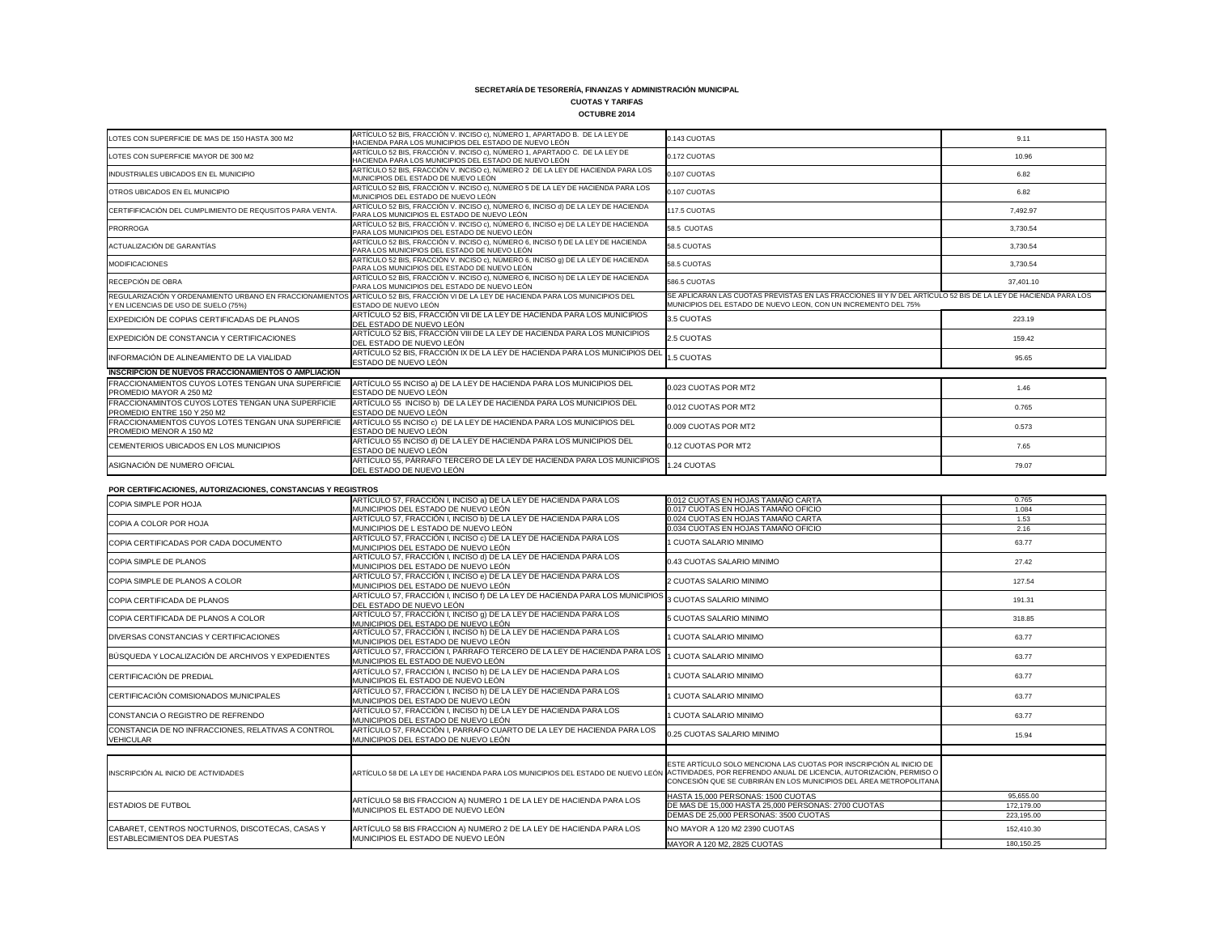**SECRETARÍA DE TESORERÍA, FINANZAS Y ADMINISTRACIÓN MUNICIPAL**

**CUOTAS Y TARIFAS**

**OCTUBRE 2014**

| | | | |
|---|---|---|---|
| LOTES CON SUPERFICIE DE MAS DE 150 HASTA 300 M2 | ARTÍCULO 52 BIS, FRACCIÓN V. INCISO c), NÚMERO 1, APARTADO B. DE LA LEY DE HACIENDA PARA LOS MUNICIPIOS DEL ESTADO DE NUEVO LEÓN | 0.143 CUOTAS | 9.11 |
| LOTES CON SUPERFICIE MAYOR DE 300 M2 | ARTÍCULO 52 BIS, FRACCIÓN V. INCISO c), NÚMERO 1, APARTADO C. DE LA LEY DE HACIENDA PARA LOS MUNICIPIOS DEL ESTADO DE NUEVO LEÓN | 0.172 CUOTAS | 10.96 |
| INDUSTRIALES UBICADOS EN EL MUNICIPIO | ARTÍCULO 52 BIS, FRACCIÓN V. INCISO c), NÚMERO 2 DE LA LEY DE HACIENDA PARA LOS MUNICIPIOS DEL ESTADO DE NUEVO LEÓN | 0.107 CUOTAS | 6.82 |
| OTROS UBICADOS EN EL MUNICIPIO | ARTÍCULO 52 BIS, FRACCIÓN V. INCISO c), NÚMERO 5 DE LA LEY DE HACIENDA PARA LOS MUNICIPIOS DEL ESTADO DE NUEVO LEÓN | 0.107 CUOTAS | 6.82 |
| CERTIFIFICACIÓN DEL CUMPLIMIENTO DE REQUSITOS PARA VENTA. | ARTÍCULO 52 BIS, FRACCIÓN V. INCISO c), NÚMERO 6, INCISO d) DE LA LEY DE HACIENDA PARA LOS MUNICIPIOS EL ESTADO DE NUEVO LEÓN | 117.5 CUOTAS | 7,492.97 |
| PRORROGA | ARTÍCULO 52 BIS, FRACCIÓN V. INCISO c), NÚMERO 6, INCISO e) DE LA LEY DE HACIENDA PARA LOS MUNICIPIOS DEL ESTADO DE NUEVO LEÓN | 58.5 CUOTAS | 3,730.54 |
| ACTUALIZACIÓN DE GARANTÍAS | ARTÍCULO 52 BIS, FRACCIÓN V. INCISO c), NÚMERO 6, INCISO f) DE LA LEY DE HACIENDA PARA LOS MUNICIPIOS DEL ESTADO DE NUEVO LEÓN | 58.5 CUOTAS | 3,730.54 |
| MODIFICACIONES | ARTÍCULO 52 BIS, FRACCIÓN V. INCISO c), NÚMERO 6, INCISO g) DE LA LEY DE HACIENDA PARA LOS MUNICIPIOS DEL ESTADO DE NUEVO LEÓN | 58.5 CUOTAS | 3,730.54 |
| RECEPCIÓN DE OBRA | ARTÍCULO 52 BIS, FRACCIÓN V. INCISO c), NÚMERO 6, INCISO h) DE LA LEY DE HACIENDA PARA LOS MUNICIPIOS DEL ESTADO DE NUEVO LEÓN | 586.5 CUOTAS | 37,401.10 |
| REGULARIZACIÓN Y ORDENAMIENTO URBANO EN FRACCIONAMIENTOS Y EN LICENCIAS DE USO DE SUELO (75%) | ARTÍCULO 52 BIS, FRACCIÓN VI DE LA LEY DE HACIENDA PARA LOS MUNICIPIOS DEL ESTADO DE NUEVO LEÓN | SE APLICARAN LAS CUOTAS PREVISTAS EN LAS FRACCIONES III Y IV DEL ARTÍCULO 52 BIS DE LA LEY DE HACIENDA PARA LOS MUNICIPIOS DEL ESTADO DE NUEVO LEON, CON UN INCREMENTO DEL 75% | |
| EXPEDICIÓN DE COPIAS CERTIFICADAS DE PLANOS | ARTÍCULO 52 BIS, FRACCIÓN VII DE LA LEY DE HACIENDA PARA LOS MUNICIPIOS DEL ESTADO DE NUEVO LEÓN | 3.5 CUOTAS | 223.19 |
| EXPEDICIÓN DE CONSTANCIA Y CERTIFICACIONES | ARTÍCULO 52 BIS, FRACCIÓN VIII DE LA LEY DE HACIENDA PARA LOS MUNICIPIOS DEL ESTADO DE NUEVO LEÓN | 2.5 CUOTAS | 159.42 |
| INFORMACIÓN DE ALINEAMIENTO DE LA VIALIDAD | ARTÍCULO 52 BIS, FRACCIÓN IX DE LA LEY DE HACIENDA PARA LOS MUNICIPIOS DEL ESTADO DE NUEVO LEÓN | 1.5 CUOTAS | 95.65 |
| **INSCRIPCION DE NUEVOS FRACCIONAMIENTOS O AMPLIACION** | | | |
| FRACCIONAMIENTOS CUYOS LOTES TENGAN UNA SUPERFICIE PROMEDIO MAYOR A 250 M2 | ARTÍCULO 55 INCISO a) DE LA LEY DE HACIENDA PARA LOS MUNICIPIOS DEL ESTADO DE NUEVO LEÓN | 0.023 CUOTAS POR MT2 | 1.46 |
| FRACCIONAMINTOS CUYOS LOTES TENGAN UNA SUPERFICIE PROMEDIO ENTRE 150 Y 250 M2 | ARTÍCULO 55 INCISO b) DE LA LEY DE HACIENDA PARA LOS MUNICIPIOS DEL ESTADO DE NUEVO LEÓN | 0.012 CUOTAS POR MT2 | 0.765 |
| FRACCIONAMIENTOS CUYOS LOTES TENGAN UNA SUPERFICIE PROMEDIO MENOR A 150 M2 | ARTÍCULO 55 INCISO c) DE LA LEY DE HACIENDA PARA LOS MUNICIPIOS DEL ESTADO DE NUEVO LEÓN | 0.009 CUOTAS POR MT2 | 0.573 |
| CEMENTERIOS UBICADOS EN LOS MUNICIPIOS | ARTÍCULO 55 INCISO d) DE LA LEY DE HACIENDA PARA LOS MUNICIPIOS DEL ESTADO DE NUEVO LEÓN | 0.12 CUOTAS POR MT2 | 7.65 |
| ASIGNACIÓN DE NUMERO OFICIAL | ARTÍCULO 55, PÁRRAFO TERCERO DE LA LEY DE HACIENDA PARA LOS MUNICIPIOS DEL ESTADO DE NUEVO LEÓN | 1.24 CUOTAS | 79.07 |

**POR CERTIFICACIONES, AUTORIZACIONES, CONSTANCIAS Y REGISTROS**

| | | | |
|---|---|---|---|
| COPIA SIMPLE POR HOJA | ARTÍCULO 57, FRACCIÓN I, INCISO a) DE LA LEY DE HACIENDA PARA LOS MUNICIPIOS DEL ESTADO DE NUEVO LEÓN | 0.012 CUOTAS EN HOJAS TAMAÑO CARTA | 0.765 |
| | | 0.017 CUOTAS EN HOJAS TAMAÑO OFICIO | 1.084 |
| COPIA A COLOR POR HOJA | ARTÍCULO 57, FRACCIÓN I, INCISO b) DE LA LEY DE HACIENDA PARA LOS MUNICIPIOS DE L ESTADO DE NUEVO LEÓN | 0.024 CUOTAS EN HOJAS TAMAÑO CARTA | 1.53 |
| | | 0.034 CUOTAS EN HOJAS TAMAÑO OFICIO | 2.16 |
| COPIA CERTIFICADAS POR CADA DOCUMENTO | ARTÍCULO 57, FRACCIÓN I, INCISO c) DE LA LEY DE HACIENDA PARA LOS MUNICIPIOS DEL ESTADO DE NUEVO LEÓN | 1 CUOTA SALARIO MINIMO | 63.77 |
| COPIA SIMPLE DE PLANOS | ARTÍCULO 57, FRACCIÓN I, INCISO d) DE LA LEY DE HACIENDA PARA LOS MUNICIPIOS DEL ESTADO DE NUEVO LEÓN | 0.43 CUOTAS SALARIO MINIMO | 27.42 |
| COPIA SIMPLE DE PLANOS A COLOR | ARTÍCULO 57, FRACCIÓN I, INCISO e) DE LA LEY DE HACIENDA PARA LOS MUNICIPIOS DEL ESTADO DE NUEVO LEÓN | 2 CUOTAS SALARIO MINIMO | 127.54 |
| COPIA CERTIFICADA DE PLANOS | ARTÍCULO 57, FRACCIÓN I, INCISO f) DE LA LEY DE HACIENDA PARA LOS MUNICIPIOS DEL ESTADO DE NUEVO LEÓN | 3 CUOTAS SALARIO MINIMO | 191.31 |
| COPIA CERTIFICADA DE PLANOS A COLOR | ARTÍCULO 57, FRACCIÓN I, INCISO g) DE LA LEY DE HACIENDA PARA LOS MUNICIPIOS DEL ESTADO DE NUEVO LEÓN | 5 CUOTAS SALARIO MINIMO | 318.85 |
| DIVERSAS CONSTANCIAS Y CERTIFICACIONES | ARTÍCULO 57, FRACCIÓN I, INCISO h) DE LA LEY DE HACIENDA PARA LOS MUNICIPIOS DEL ESTADO DE NUEVO LEÓN | 1 CUOTA SALARIO MINIMO | 63.77 |
| BÚSQUEDA Y LOCALIZACIÓN DE ARCHIVOS Y EXPEDIENTES | ARTÍCULO 57, FRACCIÓN I, PÁRRAFO TERCERO DE LA LEY DE HACIENDA PARA LOS MUNICIPIOS EL ESTADO DE NUEVO LEÓN | 1 CUOTA SALARIO MINIMO | 63.77 |
| CERTIFICACIÓN DE PREDIAL | ARTÍCULO 57, FRACCIÓN I, INCISO h) DE LA LEY DE HACIENDA PARA LOS MUNICIPIOS EL ESTADO DE NUEVO LEÓN | 1 CUOTA SALARIO MINIMO | 63.77 |
| CERTIFICACIÓN COMISIONADOS MUNICIPALES | ARTÍCULO 57, FRACCIÓN I, INCISO h) DE LA LEY DE HACIENDA PARA LOS MUNICIPIOS DEL ESTADO DE NUEVO LEÓN | 1 CUOTA SALARIO MINIMO | 63.77 |
| CONSTANCIA O REGISTRO DE REFRENDO | ARTÍCULO 57, FRACCIÓN I, INCISO h) DE LA LEY DE HACIENDA PARA LOS MUNICIPIOS DEL ESTADO DE NUEVO LEÓN | 1 CUOTA SALARIO MINIMO | 63.77 |
| CONSTANCIA DE NO INFRACCIONES, RELATIVAS A CONTROL VEHICULAR | ARTÍCULO 57, FRACCIÓN I, PARRAFO CUARTO DE LA LEY DE HACIENDA PARA LOS MUNICIPIOS DEL ESTADO DE NUEVO LEÓN | 0.25 CUOTAS SALARIO MINIMO | 15.94 |
| | | | |
| INSCRIPCIÓN AL INICIO DE ACTIVIDADES | ARTÍCULO 58 DE LA LEY DE HACIENDA PARA LOS MUNICIPIOS DEL ESTADO DE NUEVO LEÓN | ESTE ARTÍCULO SOLO MENCIONA LAS CUOTAS POR INSCRIPCIÓN AL INICIO DE ACTIVIDADES, POR REFRENDO ANUAL DE LICENCIA, AUTORIZACIÓN, PERMISO O CONCESIÓN QUE SE CUBRIRÁN EN LOS MUNICIPIOS DEL ÁREA METROPOLITANA | |
| ESTADIOS DE FUTBOL | ARTÍCULO 58 BIS FRACCION A) NUMERO 1 DE LA LEY DE HACIENDA PARA LOS MUNICIPIOS EL ESTADO DE NUEVO LEÓN | HASTA 15,000 PERSONAS: 1500 CUOTAS | 95,655.00 |
| | | DE MAS DE 15,000 HASTA 25,000 PERSONAS: 2700 CUOTAS | 172,179.00 |
| | | DEMAS DE 25,000 PERSONAS: 3500 CUOTAS | 223,195.00 |
| CABARET, CENTROS NOCTURNOS, DISCOTECAS, CASAS Y ESTABLECIMIENTOS DEA PUESTAS | ARTÍCULO 58 BIS FRACCION A) NUMERO 2 DE LA LEY DE HACIENDA PARA LOS MUNICIPIOS EL ESTADO DE NUEVO LEÓN | NO MAYOR A 120 M2 2390 CUOTAS | 152,410.30 |
| | | MAYOR A 120 M2, 2825 CUOTAS | 180,150.25 |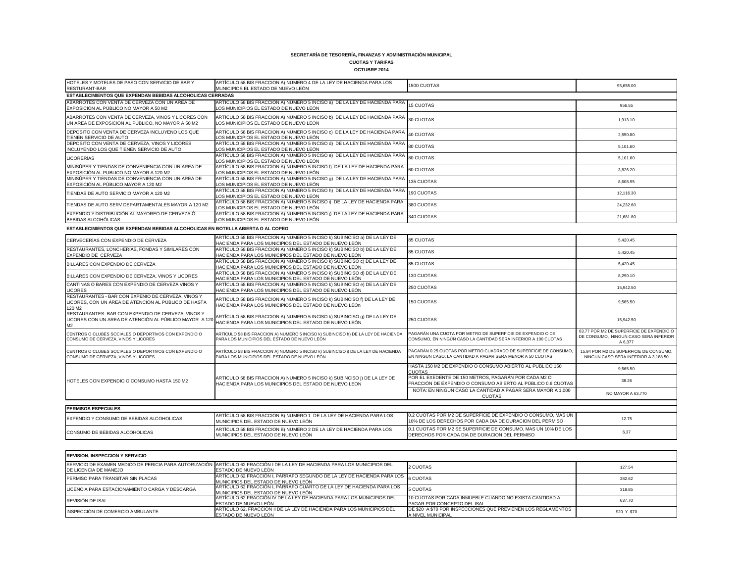**SECRETARÍA DE TESORERÍA, FINANZAS Y ADMINISTRACIÓN MUNICIPAL**

**CUOTAS Y TARIFAS**

**OCTUBRE 2014**

| | | | |
|---|---|---|---|
| HOTELES Y MOTELES DE PASO CON SERVICIO DE BAR Y RESTURANT-BAR | ARTÍCULO 58 BIS FRACCION A) NUMERO 4 DE LA LEY DE HACIENDA PARA LOS MUNICIPIOS EL ESTADO DE NUEVO LEÓN | 1500 CUOTAS | 95,655.00 |
| **ESTABLECIMIENTOS QUE EXPENDAN BEBIDAS ALCOHOLICAS CERRADAS** | | | |
| ABARROTES CON VENTA DE CERVEZA CON UN AREA DE EXPOSICIÓN AL PÚBLICO NO MAYOR A 50 M2 | ARTÍCULO 58 BIS FRACCION A) NUMERO 5 INCISO a) DE LA LEY DE HACIENDA PARA LOS MUNICIPIOS EL ESTADO DE NUEVO LEÓN | 15 CUOTAS | 956.55 |
| ABARROTES CON VENTA DE CERVEZA, VINOS Y LICORES CON UN AREA DE EXPOSICIÓN AL PÚBLICO, NO MAYOR A 50 M2 | ARTÍCULO 58 BIS FRACCION A) NUMERO 5 INCISO b) DE LA LEY DE HACIENDA PARA LOS MUNICIPIOS EL ESTADO DE NUEVO LEÓN | 30 CUOTAS | 1,913.10 |
| DEPOSITO CON VENTA DE CERVEZA INCLUYENO LOS QUE TIENEN SERVICIO DE AUTO | ARTÍCULO 58 BIS FRACCION A) NUMERO 5 INCISO c) DE LA LEY DE HACIENDA PARA LOS MUNICIPIOS EL ESTADO DE NUEVO LEÓN | 40 CUOTAS | 2,550.80 |
| DEPOSITO CON VENTA DE CERVEZA, VINOS Y LICORES INCLUYENDO LOS QUE TIENEN SERVICIO DE AUTO | ARTÍCULO 58 BIS FRACCION A) NUMERO 5 INCISO d) DE LA LEY DE HACIENDA PARA LOS MUNICIPIOS EL ESTADO DE NUEVO LEÓN | 80 CUOTAS | 5,101.60 |
| LICORERÍAS | ARTÍCULO 58 BIS FRACCION A) NUMERO 5 INCISO e) DE LA LEY DE HACIENDA PARA LOS MUNICIPIOS EL ESTADO DE NUEVO LEÓN | 80 CUOTAS | 5,101.60 |
| MINISÚPER Y TIENDAS DE CONVENIENCIA CON UN AREA DE EXPOSICIÓN AL PUBLICO NO MAYOR A 120 M2 | ARTÍCULO 58 BIS FRACCION A) NUMERO 5 INCISO f) DE LA LEY DE HACIENDA PARA LOS MUNICIPIOS EL ESTADO DE NUEVO LEÓN | 60 CUOTAS | 3,826.20 |
| MINISÚPER Y TIENDAS DE CONVENIENCIA CON UN AREA DE EXPOSICIÓN AL PÚBLICO MAYOR A 120 M2 | ARTÍCULO 58 BIS FRACCION A) NUMERO 5 INCISO g) DE LA LEY DE HACIENDA PARA LOS MUNICIPIOS EL ESTADO DE NUEVO LEÓN | 135 CUOTAS | 8,608.95 |
| TIENDAS DE AUTO SERVICIO MAYOR A 120 M2 | ARTÍCULO 58 BIS FRACCION A) NUMERO 5 INCISO h) DE LA LEY DE HACIENDA PARA LOS MUNICIPIOS EL ESTADO DE NUEVO LEÓN | 190 CUOTAS | 12,116.30 |
| TIENDAS DE AUTO SERV DEPARTAMENTALES MAYOR A 120 M2 | ARTÍCULO 58 BIS FRACCION A) NUMERO 5 INCISO i) DE LA LEY DE HACIENDA PARA LOS MUNICIPIOS EL ESTADO DE NUEVO LEÓN | 380 CUOTAS | 24,232.60 |
| EXPENDIO Y DISTRIBUCIÓN AL MAYOREO DE CERVEZA Ó BEBIDAS ALCOHÓLICAS | ARTÍCULO 58 BIS FRACCION A) NUMERO 5 INCISO j) DE LA LEY DE HACIENDA PARA LOS MUNICIPIOS EL ESTADO DE NUEVO LEÓN | 340 CUOTAS | 21,681.80 |

**ESTABLECIMIENTOS QUE EXPENDAN BEBIDAS ALCOHOLICAS EN BOTELLA ABIERTA O AL COPEO**

| | | | |
|---|---|---|---|
| CERVECERÍAS CON EXPENDIO DE CERVEZA | ARTÍCULO 58 BIS FRACCION A) NUMERO 5 INCISO k) SUBINCISO a) DE LA LEY DE HACIENDA PARA LOS MUNICIPIOS DEL ESTADO DE NUEVO LEÓN | 85 CUOTAS | 5,420.45 |
| RESTAURANTES, LONCHERÍAS, FONDAS Y SIMILARES CON EXPENDIO DE CERVEZA | ARTÍCULO 58 BIS FRACCION A) NUMERO 5 INCISO k) SUBINCISO b) DE LA LEY DE HACIENDA PARA LOS MUNICIPIOS DEL ESTADO DE NUEVO LEÓN | 85 CUOTAS | 5,420.45 |
| BILLARES CON EXPENDIO DE CERVEZA | ARTÍCULO 58 BIS FRACCION A) NUMERO 5 INCISO k) SUBINCISO c) DE LA LEY DE HACIENDA PARA LOS MUNICIPIOS DEL ESTADO DE NUEVO LEÓN | 85 CUOTAS | 5,420.45 |
| BILLARES CON EXPENDIO DE CERVEZA. VINOS Y LICORES | ARTÍCULO 58 BIS FRACCION A) NUMERO 5 INCISO k) SUBINCISO d) DE LA LEY DE HACIENDA PARA LOS MUNICIPIOS DEL ESTADO DE NUEVO LEÓN | 130 CUOTAS | 8,290.10 |
| CANTINAS O BARES CON EXPENDIO DE CERVEZA VINOS Y LICORES | ARTÍCULO 58 BIS FRACCION A) NUMERO 5 INCISO k) SUBINCISO e) DE LA LEY DE HACIENDA PARA LOS MUNICIPIOS DEL ESTADO DE NUEVO LEÓN | 250 CUOTAS | 15,942.50 |
| RESTAURANTES - BAR CON EXPENIO DE CERVEZA, VINOS Y LICORES, CON UN ÁREA DE ATENCIÓN AL PÚBLICO DE HASTA 120 M2 | ARTÍCULO 58 BIS FRACCION A) NUMERO 5 INCISO k) SUBINCISO f) DE LA LEY DE HACIENDA PARA LOS MUNICIPIOS DEL ESTADO DE NUEVO LEÓn | 150 CUOTAS | 9,565.50 |
| RESTAURANTES- BAR CON EXPENDIO DE CERVEZA, VINOS Y LICORES CON UN AREA DE ATENCIÓN AL PÚBLICO MAYOR A 120 M2 | ARTÍCULO 58 BIS FRACCION A) NUMERO 5 INCISO k) SUBINCISO g) DE LA LEY DE HACIENDA PARA LOS MUNICIPIOS DEL ESTADO DE NUEVO LEÓN | 250 CUOTAS | 15,942.50 |
| CENTROS O CLUBES SOCIALES O DEPORTIVOS CON EXPENDIO O CONSUMO DE CERVEZA, VINOS Y LICORES | ARTÍCULO 58 BIS FRACCION A) NUMERO 5 INCISO k) SUBINCISO h) DE LA LEY DE HACIENDA PARA LOS MUNICIPIOS DEL ESTADO DE NUEVO LEÓN | PAGARÁN UNA CUOTA POR METRO DE SUPERFICIE DE EXPENDIO O DE CONSUMO, EN NINGÚN CASO LA CANTIDAD SERÁ INFERIOR A 100 CUOTAS | 63.77 POR M2 DE SUPERFICIE DE EXPENDIO O DE CONSUMO, NINGUN CASO SERA INFERIOR A 6,377 |
| CENTROS O CLUBES SOCIALES O DEPORTIVOS CON EXPENDIO O CONSUMO DE CERVEZA, VINOS Y LICORES | ARTÍCULO 58 BIS FRACCION A) NUMERO 5 INCISO k) SUBINCISO i) DE LA LEY DE HACIENDA PARA LOS MUNICIPIOS DEL ESTADO DE NUEVO LEÓN | PAGARÁN 0.25 CUOTAS POR METRO CUADRADO DE SUPERFICIE DE CONSUMO, EN NINGUN CASO, LA CANTIDAD A PAGAR SERA MENOR A 50 CUOTAS | 15.94 POR M2 DE SUPERFICIE DE CONSUMO, NINGUN CASO SERA INFERIOR A 3,188.50 |
| HOTELES CON EXPENDIO O CONSUMO HASTA 150 M2 | ARTICULO 58 BIS FRACCION A) NUMERO 5 INCISO k) SUBINCISO j) DE LA LEY DE HACIENDA PARA LOS MUNICIPIOS DEL ESTADO DE NUEVO LEON | HASTA 150 M2 DE EXPENDIO O CONSUMO ABIERTO AL PÚBLICO 150 CUOTAS | 9,565.50 |
| | | POR EL EXEDENTE DE 150 METROS, PAGARÁN POR CADA M2 O FRACCIÓN DE EXPENDIO O CONSUMO ABIERTO AL PÚBLICO 0.6 CUOTAS | 38.26 |
| | | NOTA: EN NINGUN CASO LA CANTIDAD A PAGAR SERA MAYOR A 1,000 CUOTAS | NO MAYOR A 63,770 |

| **PERMISOS ESPECIALES** | | | |
|---|---|---|---|
| EXPENDIO Y CONSUMO DE BEBIDAS ALCOHOLICAS | ARTÍCULO 58 BIS FRACCION B) NUMERO 1 DE LA LEY DE HACIENDA PARA LOS MUNICIPIOS DEL ESTADO DE NUEVO LEÓN | 0.2 CUOTAS POR M2 DE SUPERFICIE DE EXPENDIO O CONSUMO, MAS UN 10% DE LOS DERECHOS POR CADA DIA DE DURACION DEL PERMISO | 12.75 |
| CONSUMO DE BEBIDAS ALCOHOLICAS | ARTÍCULO 58 BIS FRACCION B) NUMERO 2 DE LA LEY DE HACIENDA PARA LOS MUNICIPIOS DEL ESTADO DE NUEVO LEÓN | 0.1 CUOTAS POR M2 SE SUPERFICIE DE CONSUMO, MAS UN 10% DE LOS DERECHOS POR CADA DIA DE DURACION DEL PERMISO | 6.37 |

| **REVISION, INSPECCION Y SERVICIO** | | | |
|---|---|---|---|
| SERVICIO DE EXAMEN MEDICO DE PERICIA PARA AUTORIZACIÓN DE LICENCIA DE MANEJO | ARTÍCULO 62 FRACCIÓN I DE LA LEY DE HACIENDA PARA LOS MUNICIPIOS DEL ESTADO DE NUEVO LEÓN | 2 CUOTAS | 127.54 |
| PERMISO PARA TRANSITAR SIN PLACAS | ARTÍCULO 62 FRACCIÓN I, PÁRRAFO SEGUNDO DE LA LEY DE HACIENDA PARA LOS MUNICIPIOS DEL ESTADO DE NUEVO LEÓN | 6 CUOTAS | 382.62 |
| LICENCIA PARA ESTACIONAMIENTO CARGA Y DESCARGA | ARTÍCULO 62 FRACCIÓN I, PÁRRAFO CUARTO DE LA LEY DE HACIENDA PARA LOS MUNICIPIOS DEL ESTADO DE NUEVO LEÓN | 5 CUOTAS | 318.85 |
| REVISIÓN DE ISAI | ARTÍCULO 62 FRACCIÓN IV DE LA LEY DE HACIENDA PARA LOS MUNICIPIOS DEL ESTADO DE NUEVO LEÓN | 10 CUOTAS POR CADA INMUEBLE CUANDO NO EXISTA CANTIDAD A PAGAR POR CONCEPTO DEL ISAI | 637.70 |
| INSPECCIÓN DE COMERCIO AMBULANTE | ARTÍCULO 62, FRACCIÓN II DE LA LEY DE HACIENDA PARA LOS MUNICIPIOS DEL ESTADO DE NUEVO LEÓN | DE $20 A $70 POR INSPECCIONES QUE PREVIENEN LOS REGLAMENTOS A NIVEL MUNICIPAL | $20 Y $70 |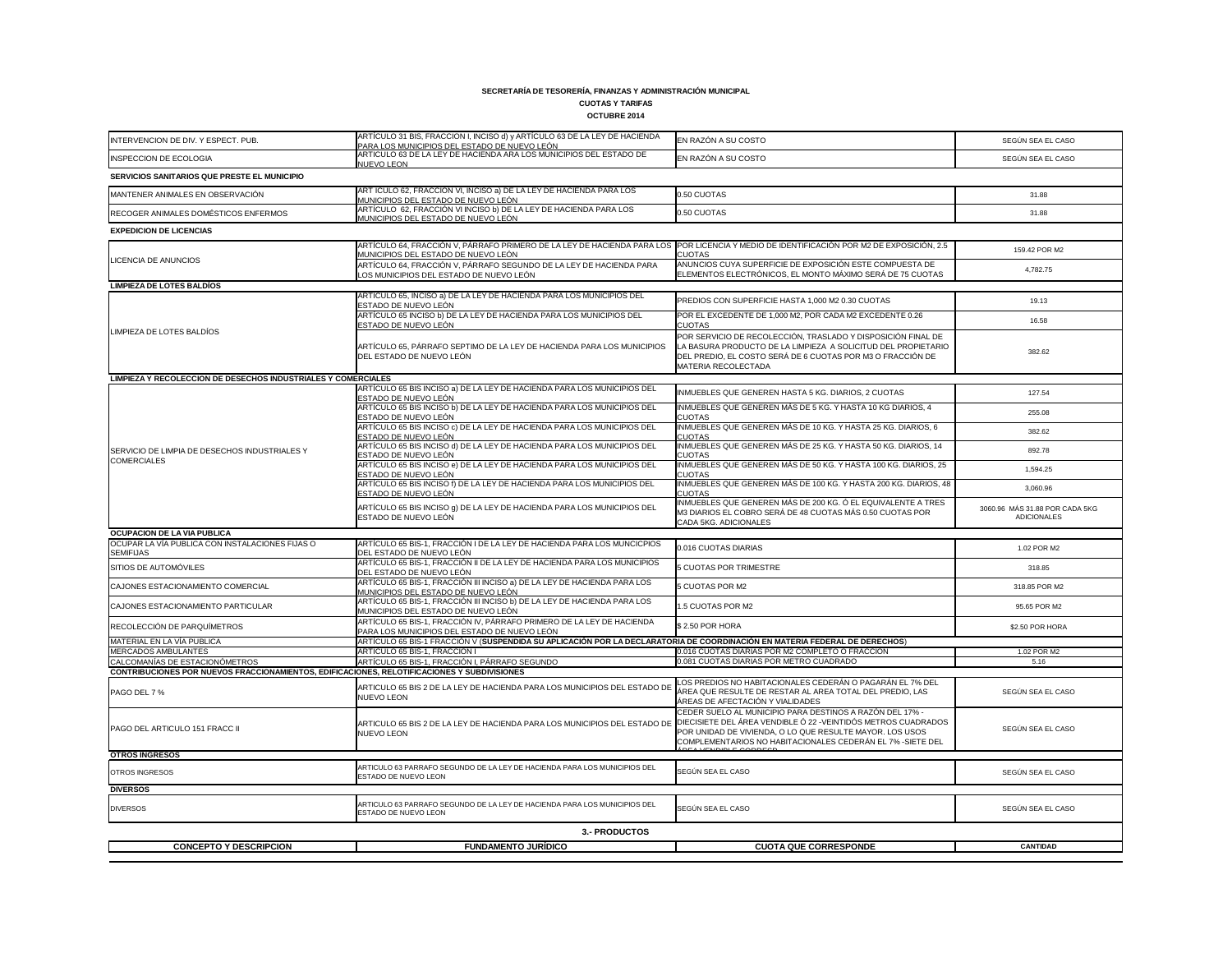**SECRETARÍA DE TESORERÍA, FINANZAS Y ADMINISTRACIÓN MUNICIPAL**

**CUOTAS Y TARIFAS**

**OCTUBRE 2014**

| | | | |
|---|---|---|---|
| INTERVENCION DE DIV. Y ESPECT. PUB. | ARTÍCULO 31 BIS, FRACCION I, INCISO d) y ARTÍCULO 63 DE LA LEY DE HACIENDA PARA LOS MUNICIPIOS DEL ESTADO DE NUEVO LEÓN | EN RAZÓN A SU COSTO | SEGÚN SEA EL CASO |
| INSPECCION DE ECOLOGIA | ARTICULO 63 DE LA LEY DE HACIENDA ARA LOS MUNICIPIOS DEL ESTADO DE NUEVO LEON | EN RAZÓN A SU COSTO | SEGÚN SEA EL CASO |
| **SERVICIOS SANITARIOS QUE PRESTE EL MUNICIPIO** | | | |
| MANTENER ANIMALES EN OBSERVACIÓN | ART ÍCULO 62, FRACCIÓN VI, INCISO a) DE LA LEY DE HACIENDA PARA LOS MUNICIPIOS DEL ESTADO DE NUEVO LEÓN | 0.50 CUOTAS | 31.88 |
| RECOGER ANIMALES DOMÉSTICOS ENFERMOS | ARTÍCULO 62, FRACCIÓN VI INCISO b) DE LA LEY DE HACIENDA PARA LOS MUNICIPIOS DEL ESTADO DE NUEVO LEÓN | 0.50 CUOTAS | 31.88 |
| **EXPEDICION DE LICENCIAS** | | | |
| LICENCIA DE ANUNCIOS | ARTÍCULO 64, FRACCIÓN V, PÁRRAFO PRIMERO DE LA LEY DE HACIENDA PARA LOS MUNICIPIOS DEL ESTADO DE NUEVO LEÓN | POR LICENCIA Y MEDIO DE IDENTIFICACIÓN POR M2 DE EXPOSICIÓN, 2.5 CUOTAS | 159.42 POR M2 |
| | ARTÍCULO 64, FRACCIÓN V, PÁRRAFO SEGUNDO DE LA LEY DE HACIENDA PARA LOS MUNICIPIOS DEL ESTADO DE NUEVO LEÓN | ANUNCIOS CUYA SUPERFICIE DE EXPOSICIÓN ESTE COMPUESTA DE ELEMENTOS ELECTRÓNICOS, EL MONTO MÁXIMO SERÁ DE 75 CUOTAS | 4,782.75 |
| **LIMPIEZA DE LOTES BALDÍOS** | | | |
| LIMPIEZA DE LOTES BALDÍOS | ARTÍCULO 65, INCISO a) DE LA LEY DE HACIENDA PARA LOS MUNICIPIOS DEL ESTADO DE NUEVO LEÓN | PREDIOS CON SUPERFICIE HASTA 1,000 M2 0.30 CUOTAS | 19.13 |
| | ARTÍCULO 65 INCISO b) DE LA LEY DE HACIENDA PARA LOS MUNICIPIOS DEL ESTADO DE NUEVO LEÓN | POR EL EXCEDENTE DE 1,000 M2, POR CADA M2 EXCEDENTE 0.26 CUOTAS | 16.58 |
| | ARTÍCULO 65, PÁRRAFO SEPTIMO DE LA LEY DE HACIENDA PARA LOS MUNICIPIOS DEL ESTADO DE NUEVO LEÓN | POR SERVICIO DE RECOLECCIÓN, TRASLADO Y DISPOSICIÓN FINAL DE LA BASURA PRODUCTO DE LA LIMPIEZA A SOLICITUD DEL PROPIETARIO DEL PREDIO, EL COSTO SERÁ DE 6 CUOTAS POR M3 O FRACCIÓN DE MATERIA RECOLECTADA | 382.62 |
| **LIMPIEZA Y RECOLECCION DE DESECHOS INDUSTRIALES Y COMERCIALES** | | | |
| SERVICIO DE LIMPIA DE DESECHOS INDUSTRIALES Y COMERCIALES | ARTÍCULO 65 BIS INCISO a) DE LA LEY DE HACIENDA PARA LOS MUNICIPIOS DEL ESTADO DE NUEVO LEÓN | INMUEBLES QUE GENEREN HASTA 5 KG. DIARIOS, 2 CUOTAS | 127.54 |
| | ARTÍCULO 65 BIS INCISO b) DE LA LEY DE HACIENDA PARA LOS MUNICIPIOS DEL ESTADO DE NUEVO LEÓN | INMUEBLES QUE GENEREN MÁS DE 5 KG. Y HASTA 10 KG DIARIOS, 4 CUOTAS | 255.08 |
| | ARTÍCULO 65 BIS INCISO c) DE LA LEY DE HACIENDA PARA LOS MUNICIPIOS DEL ESTADO DE NUEVO LEÓN | INMUEBLES QUE GENEREN MÁS DE 10 KG. Y HASTA 25 KG. DIARIOS, 6 CUOTAS | 382.62 |
| | ARTÍCULO 65 BIS INCISO d) DE LA LEY DE HACIENDA PARA LOS MUNICIPIOS DEL ESTADO DE NUEVO LEÓN | INMUEBLES QUE GENEREN MÁS DE 25 KG. Y HASTA 50 KG. DIARIOS, 14 CUOTAS | 892.78 |
| | ARTÍCULO 65 BIS INCISO e) DE LA LEY DE HACIENDA PARA LOS MUNICIPIOS DEL ESTADO DE NUEVO LEÓN | INMUEBLES QUE GENEREN MÁS DE 50 KG. Y HASTA 100 KG. DIARIOS, 25 CUOTAS | 1,594.25 |
| | ARTÍCULO 65 BIS INCISO f) DE LA LEY DE HACIENDA PARA LOS MUNICIPIOS DEL ESTADO DE NUEVO LEÓN | INMUEBLES QUE GENEREN MÁS DE 100 KG. Y HASTA 200 KG. DIARIOS, 48 CUOTAS | 3,060.96 |
| | ARTÍCULO 65 BIS INCISO g) DE LA LEY DE HACIENDA PARA LOS MUNICIPIOS DEL ESTADO DE NUEVO LEÓN | INMUEBLES QUE GENEREN MÁS DE 200 KG. Ó EL EQUIVALENTE A TRES M3 DIARIOS EL COBRO SERÁ DE 48 CUOTAS MÁS 0.50 CUOTAS POR CADA 5KG. ADICIONALES | 3060.96 MÁS 31.88 POR CADA 5KG ADICIONALES |
| **OCUPACION DE LA VIA PUBLICA** | | | |
| OCUPAR LA VÍA PUBLICA CON INSTALACIONES FIJAS O SEMIFIJAS | ARTÍCULO 65 BIS-1, FRACCIÓN I DE LA LEY DE HACIENDA PARA LOS MUNCICPIOS DEL ESTADO DE NUEVO LEÓN | 0.016 CUOTAS DIARIAS | 1.02 POR M2 |
| SITIOS DE AUTOMÓVILES | ARTÍCULO 65 BIS-1, FRACCIÓN II DE LA LEY DE HACIENDA PARA LOS MUNICIPIOS DEL ESTADO DE NUEVO LEÓN | 5 CUOTAS POR TRIMESTRE | 318.85 |
| CAJONES ESTACIONAMIENTO COMERCIAL | ARTÍCULO 65 BIS-1, FRACCIÓN III INCISO a) DE LA LEY DE HACIENDA PARA LOS MUNICIPIOS DEL ESTADO DE NUEVO LEÓN | 5 CUOTAS POR M2 | 318.85 POR M2 |
| CAJONES ESTACIONAMIENTO PARTICULAR | ARTÍCULO 65 BIS-1, FRACCIÓN III INCISO b) DE LA LEY DE HACIENDA PARA LOS MUNICIPIOS DEL ESTADO DE NUEVO LEÓN | 1.5 CUOTAS POR M2 | 95.65 POR M2 |
| RECOLECCIÓN DE PARQUÍMETROS | ARTÍCULO 65 BIS-1, FRACCIÓN IV, PÁRRAFO PRIMERO DE LA LEY DE HACIENDA PARA LOS MUNICIPIOS DEL ESTADO DE NUEVO LEÓN | $ 2.50 POR HORA | $2.50 POR HORA |
| MATERIAL EN LA VÍA PUBLICA | ARTÍCULO 65 BIS-1 FRACCIÓN V (**SUSPENDIDA SU APLICACIÓN POR LA DECLARATORIA DE COORDINACIÓN EN MATERIA FEDERAL DE DERECHOS**) | | |
| MERCADOS AMBULANTES | ARTÍCULO 65 BIS-1, FRACCIÓN I | 0.016 CUOTAS DIARIAS POR M2 COMPLETO O FRACCIÓN | 1.02 POR M2 |
| CALCOMANÍAS DE ESTACIONÓMETROS | ARTÍCULO 65 BIS-1, FRACCIÓN I, PÁRRAFO SEGUNDO | 0.081 CUOTAS DIARIAS POR METRO CUADRADO | 5.16 |
| **CONTRIBUCIONES POR NUEVOS FRACCIONAMIENTOS, EDIFICACIONES, RELOTIFICACIONES Y SUBDIVISIONES** | | | |
| PAGO DEL 7 % | ARTICULO 65 BIS 2 DE LA LEY DE HACIENDA PARA LOS MUNICIPIOS DEL ESTADO DE NUEVO LEON | LOS PREDIOS NO HABITACIONALES CEDERÁN O PAGARÁN EL 7% DEL ÁREA QUE RESULTE DE RESTAR AL ÁREA TOTAL DEL PREDIO, LAS ÁREAS DE AFECTACIÓN Y VIALIDADES | SEGÚN SEA EL CASO |
| PAGO DEL ARTICULO 151 FRACC II | ARTICULO 65 BIS 2 DE LA LEY DE HACIENDA PARA LOS MUNICIPIOS DEL ESTADO DE NUEVO LEON | CEDER SUELO AL MUNICIPIO PARA DESTINOS A RAZÓN DEL 17% -DIECISIETE DEL ÁREA VENDIBLE Ó 22 -VEINTIDÓS METROS CUADRADOS POR UNIDAD DE VIVIENDA, O LO QUE RESULTE MAYOR. LOS USOS COMPLEMENTARIOS NO HABITACIONALES CEDERÁN EL 7% -SIETE DEL ÁREA VENDIBLE CORRESP | SEGÚN SEA EL CASO |
| **OTROS INGRESOS** | | | |
| OTROS INGRESOS | ARTICULO 63 PARRAFO SEGUNDO DE LA LEY DE HACIENDA PARA LOS MUNICIPIOS DEL ESTADO DE NUEVO LEON | SEGÚN SEA EL CASO | SEGÚN SEA EL CASO |
| **DIVERSOS** | | | |
| DIVERSOS | ARTICULO 63 PARRAFO SEGUNDO DE LA LEY DE HACIENDA PARA LOS MUNICIPIOS DEL ESTADO DE NUEVO LEON | SEGÚN SEA EL CASO | SEGÚN SEA EL CASO |

**3.- PRODUCTOS**

| CONCEPTO Y DESCRIPCION | FUNDAMENTO JURÍDICO | CUOTA QUE CORRESPONDE | CANTIDAD |
|---|---|---|---|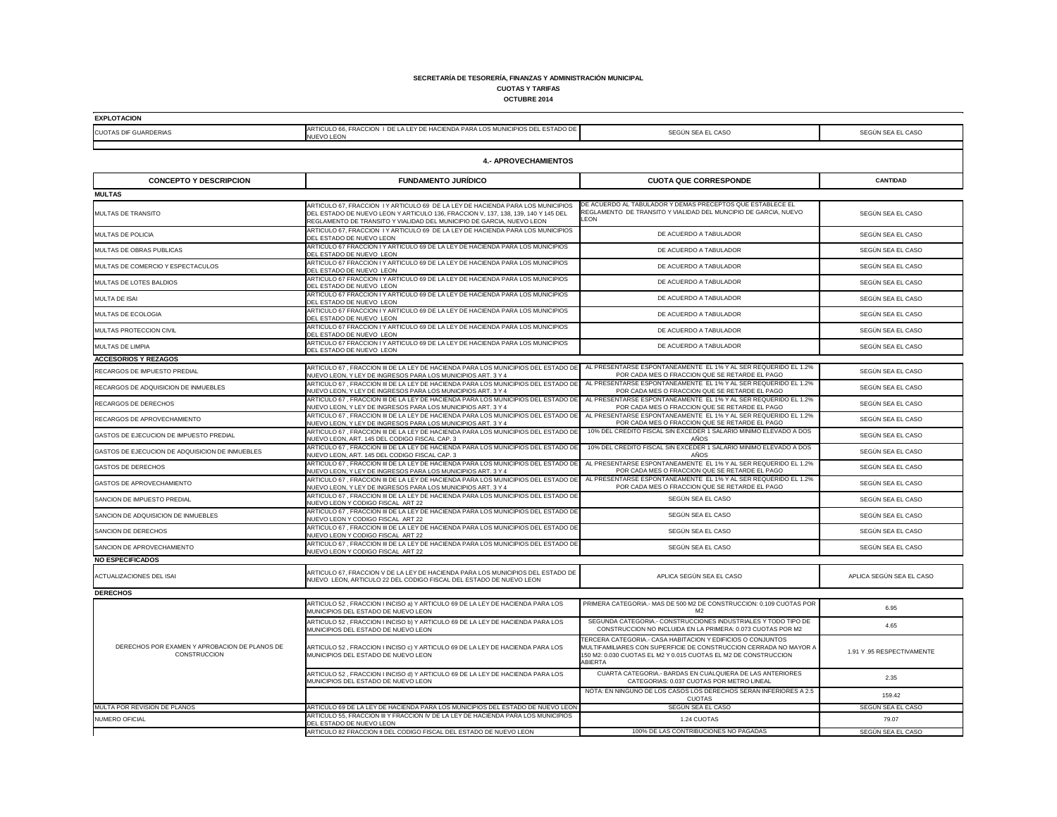**SECRETARÍA DE TESORERÍA, FINANZAS Y ADMINISTRACIÓN MUNICIPAL**

**CUOTAS Y TARIFAS**

**OCTUBRE 2014**

| **EXPLOTACION** | | | |
|---|---|---|---|
| CUOTAS DIF GUARDERIAS | ARTICULO 66, FRACCION I DE LA LEY DE HACIENDA PARA LOS MUNICIPIOS DEL ESTADO DE NUEVO LEON | SEGÚN SEA EL CASO | SEGÚN SEA EL CASO |

## 4.- APROVECHAMIENTOS

| CONCEPTO Y DESCRIPCION | FUNDAMENTO JURÍDICO | CUOTA QUE CORRESPONDE | CANTIDAD |
|---|---|---|---|
| **MULTAS** | | | |
| MULTAS DE TRANSITO | ARTICULO 67, FRACCION I Y ARTICULO 69 DE LA LEY DE HACIENDA PARA LOS MUNICIPIOS DEL ESTADO DE NUEVO LEON Y ARTICULO 136, FRACCION V, 137, 138, 139, 140 Y 145 DEL REGLAMENTO DE TRANSITO Y VIALIDAD DEL MUNICIPIO DE GARCIA, NUEVO LEON | DE ACUERDO AL TABULADOR Y DEMAS PRECEPTOS QUE ESTABLECE EL REGLAMENTO DE TRANSITO Y VIALIDAD DEL MUNCIPIO DE GARCIA, NUEVO LEON | SEGÚN SEA EL CASO |
| MULTAS DE POLICIA | ARTICULO 67, FRACCION I Y ARTICULO 69 DE LA LEY DE HACIENDA PARA LOS MUNICIPIOS DEL ESTADO DE NUEVO LEON | DE ACUERDO A TABULADOR | SEGÚN SEA EL CASO |
| MULTAS DE OBRAS PUBLICAS | ARTICULO 67 FRACCION I Y ARTICULO 69 DE LA LEY DE HACIENDA PARA LOS MUNICIPIOS DEL ESTADO DE NUEVO LEON | DE ACUERDO A TABULADOR | SEGÚN SEA EL CASO |
| MULTAS DE COMERCIO Y ESPECTACULOS | ARTICULO 67 FRACCION I Y ARTICULO 69 DE LA LEY DE HACIENDA PARA LOS MUNICIPIOS DEL ESTADO DE NUEVO LEON | DE ACUERDO A TABULADOR | SEGÚN SEA EL CASO |
| MULTAS DE LOTES BALDIOS | ARTICULO 67 FRACCION I Y ARTICULO 69 DE LA LEY DE HACIENDA PARA LOS MUNICIPIOS DEL ESTADO DE NUEVO LEON | DE ACUERDO A TABULADOR | SEGÚN SEA EL CASO |
| MULTA DE ISAI | ARTICULO 67 FRACCION I Y ARTICULO 69 DE LA LEY DE HACIENDA PARA LOS MUNICIPIOS DEL ESTADO DE NUEVO LEON | DE ACUERDO A TABULADOR | SEGÚN SEA EL CASO |
| MULTAS DE ECOLOGIA | ARTICULO 67 FRACCION I Y ARTICULO 69 DE LA LEY DE HACIENDA PARA LOS MUNICIPIOS DEL ESTADO DE NUEVO LEON | DE ACUERDO A TABULADOR | SEGÚN SEA EL CASO |
| MULTAS PROTECCION CIVIL | ARTICULO 67 FRACCION I Y ARTICULO 69 DE LA LEY DE HACIENDA PARA LOS MUNICIPIOS DEL ESTADO DE NUEVO LEON | DE ACUERDO A TABULADOR | SEGÚN SEA EL CASO |
| MULTAS DE LIMPIA | ARTICULO 67 FRACCION I Y ARTICULO 69 DE LA LEY DE HACIENDA PARA LOS MUNICIPIOS DEL ESTADO DE NUEVO LEON | DE ACUERDO A TABULADOR | SEGÚN SEA EL CASO |
| **ACCESORIOS Y REZAGOS** | | | |
| RECARGOS DE IMPUESTO PREDIAL | ARTICULO 67 , FRACCION III DE LA LEY DE HACIENDA PARA LOS MUNICIPIOS DEL ESTADO DE NUEVO LEON, Y LEY DE INGRESOS PARA LOS MUNICIPIOS ART. 3 Y 4 | AL PRESENTARSE ESPONTANEAMENTE EL 1% Y AL SER REQUERIDO EL 1.2% POR CADA MES O FRACCION QUE SE RETARDE EL PAGO | SEGÚN SEA EL CASO |
| RECARGOS DE ADQUISICION DE INMUEBLES | ARTICULO 67 , FRACCION III DE LA LEY DE HACIENDA PARA LOS MUNICIPIOS DEL ESTADO DE NUEVO LEON, Y LEY DE INGRESOS PARA LOS MUNICIPIOS ART. 3 Y 4 | AL PRESENTARSE ESPONTANEAMENTE EL 1% Y AL SER REQUERIDO EL 1.2% POR CADA MES O FRACCION QUE SE RETARDE EL PAGO | SEGÚN SEA EL CASO |
| RECARGOS DE DERECHOS | ARTICULO 67 , FRACCION III DE LA LEY DE HACIENDA PARA LOS MUNICIPIOS DEL ESTADO DE NUEVO LEON, Y LEY DE INGRESOS PARA LOS MUNICIPIOS ART. 3 Y 4 | AL PRESENTARSE ESPONTANEAMENTE EL 1% Y AL SER REQUERIDO EL 1.2% POR CADA MES O FRACCION QUE SE RETARDE EL PAGO | SEGÚN SEA EL CASO |
| RECARGOS DE APROVECHAMIENTO | ARTICULO 67 , FRACCION III DE LA LEY DE HACIENDA PARA LOS MUNICIPIOS DEL ESTADO DE NUEVO LEON, Y LEY DE INGRESOS PARA LOS MUNICIPIOS ART. 3 Y 4 | AL PRESENTARSE ESPONTANEAMENTE EL 1% Y AL SER REQUERIDO EL 1.2% POR CADA MES O FRACCION QUE SE RETARDE EL PAGO | SEGÚN SEA EL CASO |
| GASTOS DE EJECUCION DE IMPUESTO PREDIAL | ARTICULO 67 , FRACCION III DE LA LEY DE HACIENDA PARA LOS MUNICIPIOS DEL ESTADO DE NUEVO LEON, ART. 145 DEL CODIGO FISCAL CAP. 3 | 10% DEL CREDITO FISCAL SIN EXCEDER 1 SALARIO MINIMO ELEVADO A DOS AÑOS | SEGÚN SEA EL CASO |
| GASTOS DE EJECUCION DE ADQUISICION DE INMUEBLES | ARTICULO 67 , FRACCION III DE LA LEY DE HACIENDA PARA LOS MUNICIPIOS DEL ESTADO DE NUEVO LEON, ART. 145 DEL CODIGO FISCAL CAP. 3 | 10% DEL CREDITO FISCAL SIN EXCEDER 1 SALARIO MINIMO ELEVADO A DOS AÑOS | SEGÚN SEA EL CASO |
| GASTOS DE DERECHOS | ARTICULO 67 , FRACCION III DE LA LEY DE HACIENDA PARA LOS MUNICIPIOS DEL ESTADO DE NUEVO LEON, Y LEY DE INGRESOS PARA LOS MUNICIPIOS ART. 3 Y 4 | AL PRESENTARSE ESPONTANEAMENTE EL 1% Y AL SER REQUERIDO EL 1.2% POR CADA MES O FRACCION QUE SE RETARDE EL PAGO | SEGÚN SEA EL CASO |
| GASTOS DE APROVECHAMIENTO | ARTICULO 67 , FRACCION III DE LA LEY DE HACIENDA PARA LOS MUNICIPIOS DEL ESTADO DE NUEVO LEON, Y LEY DE INGRESOS PARA LOS MUNICIPIOS ART. 3 Y 4 | AL PRESENTARSE ESPONTANEAMENTE EL 1% Y AL SER REQUERIDO EL 1.2% POR CADA MES O FRACCION QUE SE RETARDE EL PAGO | SEGÚN SEA EL CASO |
| SANCION DE IMPUESTO PREDIAL | ARTICULO 67 , FRACCION III DE LA LEY DE HACIENDA PARA LOS MUNICIPIOS DEL ESTADO DE NUEVO LEON Y CODIGO FISCAL ART 22 | SEGÚN SEA EL CASO | SEGÚN SEA EL CASO |
| SANCION DE ADQUISICION DE INMUEBLES | ARTICULO 67 , FRACCION III DE LA LEY DE HACIENDA PARA LOS MUNICIPIOS DEL ESTADO DE NUEVO LEON Y CODIGO FISCAL ART 22 | SEGÚN SEA EL CASO | SEGÚN SEA EL CASO |
| SANCION DE DERECHOS | ARTICULO 67 , FRACCION III DE LA LEY DE HACIENDA PARA LOS MUNICIPIOS DEL ESTADO DE NUEVO LEON Y CODIGO FISCAL ART 22 | SEGÚN SEA EL CASO | SEGÚN SEA EL CASO |
| SANCION DE APROVECHAMIENTO | ARTICULO 67 , FRACCION III DE LA LEY DE HACIENDA PARA LOS MUNICIPIOS DEL ESTADO DE NUEVO LEON Y CODIGO FISCAL ART 22 | SEGÚN SEA EL CASO | SEGÚN SEA EL CASO |
| **NO ESPECIFICADOS** | | | |
| ACTUALIZACIONES DEL ISAI | ARTICULO 67, FRACCION V DE LA LEY DE HACIENDA PARA LOS MUNICIPIOS DEL ESTADO DE NUEVO LEON, ARTICULO 22 DEL CODIGO FISCAL DEL ESTADO DE NUEVO LEON | APLICA SEGÚN SEA EL CASO | APLICA SEGÚN SEA EL CASO |
| **DERECHOS** | | | |
| DERECHOS POR EXAMEN Y APROBACION DE PLANOS DE CONSTRUCCION | ARTICULO 52 , FRACCION I INCISO a) Y ARTICULO 69 DE LA LEY DE HACIENDA PARA LOS MUNICIPIOS DEL ESTADO DE NUEVO LEON | PRIMERA CATEGORIA.- MAS DE 500 M2 DE CONSTRUCCION: 0.109 CUOTAS POR M2 | 6.95 |
| | ARTICULO 52 , FRACCION I INCISO b) Y ARTICULO 69 DE LA LEY DE HACIENDA PARA LOS MUNICIPIOS DEL ESTADO DE NUEVO LEON | SEGUNDA CATEGORIA.- CONSTRUCCIONES INDUSTRIALES Y TODO TIPO DE CONSTRUCCION NO INCLUIDA EN LA PRIMERA: 0.073 CUOTAS POR M2 | 4.65 |
| | ARTICULO 52 , FRACCION I INCISO c) Y ARTICULO 69 DE LA LEY DE HACIENDA PARA LOS MUNICIPIOS DEL ESTADO DE NUEVO LEON | TERCERA CATEGORIA.- CASA HABITACION Y EDIFICIOS O CONJUNTOS MULTIFAMILIARES CON SUPERFICIE DE CONSTRUCCION CERRADA NO MAYOR A 150 M2: 0.030 CUOTAS EL M2 Y 0.015 CUOTAS EL M2 DE CONSTRUCCION ABIERTA | 1.91 Y .95 RESPECTIVAMENTE |
| | ARTICULO 52 , FRACCION I INCISO d) Y ARTICULO 69 DE LA LEY DE HACIENDA PARA LOS MUNICIPIOS DEL ESTADO DE NUEVO LEON | CUARTA CATEGORIA.- BARDAS EN CUALQUIERA DE LAS ANTERIORES CATEGORIAS: 0.037 CUOTAS POR METRO LINEAL | 2.35 |
| | | NOTA: EN NINGUNO DE LOS CASOS LOS DERECHOS SERAN INFERIORES A 2.5 CUOTAS | 159.42 |
| MULTA POR REVISION DE PLANOS | ARTICULO 69 DE LA LEY DE HACIENDA PARA LOS MUNICIPIOS DEL ESTADO DE NUEVO LEON | SEGÚN SEA EL CASO | SEGÚN SEA EL CASO |
| NUMERO OFICIAL | ARTICULO 55, FRACCION III Y FRACCION IV DE LA LEY DE HACIENDA PARA LOS MUNICIPIOS DEL ESTADO DE NUEVO LEON | 1.24 CUOTAS | 79.07 |
| | ARTICULO 82 FRACCION II DEL CODIGO FISCAL DEL ESTADO DE NUEVO LEON | 100% DE LAS CONTRIBUCIONES NO PAGADAS | SEGÚN SEA EL CASO |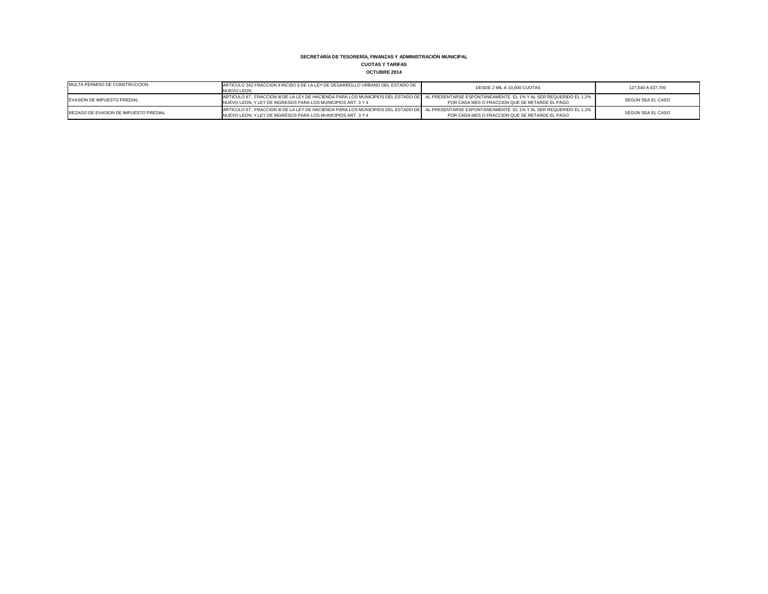**SECRETARÍA DE TESORERÍA, FINANZAS Y ADMINISTRACIÓN MUNICIPAL**

**CUOTAS Y TARIFAS**

**OCTUBRE 2014**

| | | | |
|---|---|---|---|
| MULTA PERMISO DE CONSTRUCCION | ARTICULO 342 FRACCION II INCISO i) DE LA LEY DE DESARROLLO URBANO DEL ESTADO DE NUEVO LEON | DESDE 2 MIL A 10,000 CUOTAS | 127,540 A 637,700 |
| EVASION DE IMPUESTO PREDIAL | ARTICULO 67 , FRACCION III DE LA LEY DE HACIENDA PARA LOS MUNICIPIOS DEL ESTADO DE NUEVO LEON, Y LEY DE INGRESOS PARA LOS MUNICIPIOS ART. 3 Y 4 | AL PRESENTARSE ESPONTANEAMENTE EL 1% Y AL SER REQUERIDO EL 1.2% POR CADA MES O FRACCION QUE SE RETARDE EL PAGO | SEGÚN SEA EL CASO |
| REZAGO DE EVASION DE IMPUESTO PREDIAL | ARTICULO 67 , FRACCION III DE LA LEY DE HACIENDA PARA LOS MUNICIPIOS DEL ESTADO DE NUEVO LEON, Y LEY DE INGRESOS PARA LOS MUNICIPIOS ART. 3 Y 4 | AL PRESENTARSE ESPONTANEAMENTE EL 1% Y AL SER REQUERIDO EL 1.2% POR CADA MES O FRACCION QUE SE RETARDE EL PAGO | SEGÚN SEA EL CASO |